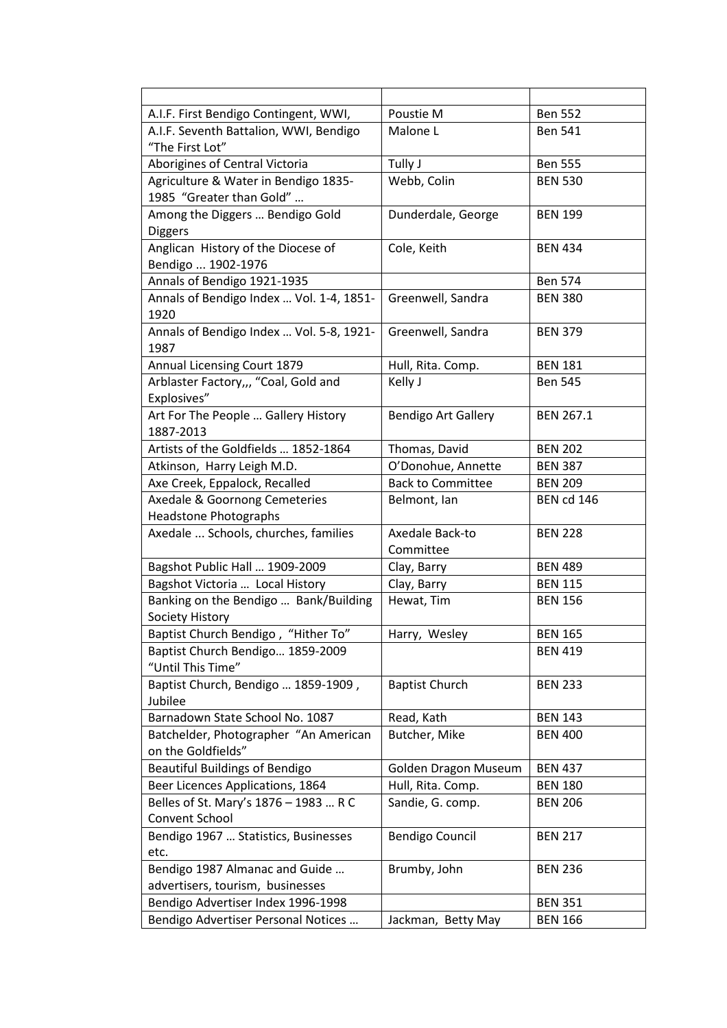| | | |
|---|---|---|
| A.I.F. First Bendigo Contingent, WWI, | Poustie M | Ben 552 |
| A.I.F. Seventh Battalion, WWI, Bendigo "The First Lot" | Malone L | Ben 541 |
| Aborigines of Central Victoria | Tully J | Ben 555 |
| Agriculture & Water in Bendigo 1835-1985 "Greater than Gold" … | Webb, Colin | BEN 530 |
| Among the Diggers … Bendigo Gold Diggers | Dunderdale, George | BEN 199 |
| Anglican History of the Diocese of Bendigo … 1902-1976 | Cole, Keith | BEN 434 |
| Annals of Bendigo 1921-1935 | | Ben 574 |
| Annals of Bendigo Index … Vol. 1-4, 1851-1920 | Greenwell, Sandra | BEN 380 |
| Annals of Bendigo Index … Vol. 5-8, 1921-1987 | Greenwell, Sandra | BEN 379 |
| Annual Licensing Court 1879 | Hull, Rita. Comp. | BEN 181 |
| Arblaster Factory,,, "Coal, Gold and Explosives" | Kelly J | Ben 545 |
| Art For The People … Gallery History 1887-2013 | Bendigo Art Gallery | BEN 267.1 |
| Artists of the Goldfields … 1852-1864 | Thomas, David | BEN 202 |
| Atkinson, Harry Leigh M.D. | O'Donohue, Annette | BEN 387 |
| Axe Creek, Eppalock, Recalled | Back to Committee | BEN 209 |
| Axedale & Goornong Cemeteries Headstone Photographs | Belmont, Ian | BEN cd 146 |
| Axedale ... Schools, churches, families | Axedale Back-to Committee | BEN 228 |
| Bagshot Public Hall … 1909-2009 | Clay, Barry | BEN 489 |
| Bagshot Victoria … Local History | Clay, Barry | BEN 115 |
| Banking on the Bendigo … Bank/Building Society History | Hewat, Tim | BEN 156 |
| Baptist Church Bendigo , "Hither To" | Harry, Wesley | BEN 165 |
| Baptist Church Bendigo… 1859-2009 "Until This Time" | | BEN 419 |
| Baptist Church, Bendigo … 1859-1909 , Jubilee | Baptist Church | BEN 233 |
| Barnadown State School No. 1087 | Read, Kath | BEN 143 |
| Batchelder, Photographer "An American on the Goldfields" | Butcher, Mike | BEN 400 |
| Beautiful Buildings of Bendigo | Golden Dragon Museum | BEN 437 |
| Beer Licences Applications, 1864 | Hull, Rita. Comp. | BEN 180 |
| Belles of St. Mary's 1876 – 1983 … R C Convent School | Sandie, G. comp. | BEN 206 |
| Bendigo 1967 … Statistics, Businesses etc. | Bendigo Council | BEN 217 |
| Bendigo 1987 Almanac and Guide … advertisers, tourism, businesses | Brumby, John | BEN 236 |
| Bendigo Advertiser Index 1996-1998 | | BEN 351 |
| Bendigo Advertiser Personal Notices … | Jackman, Betty May | BEN 166 |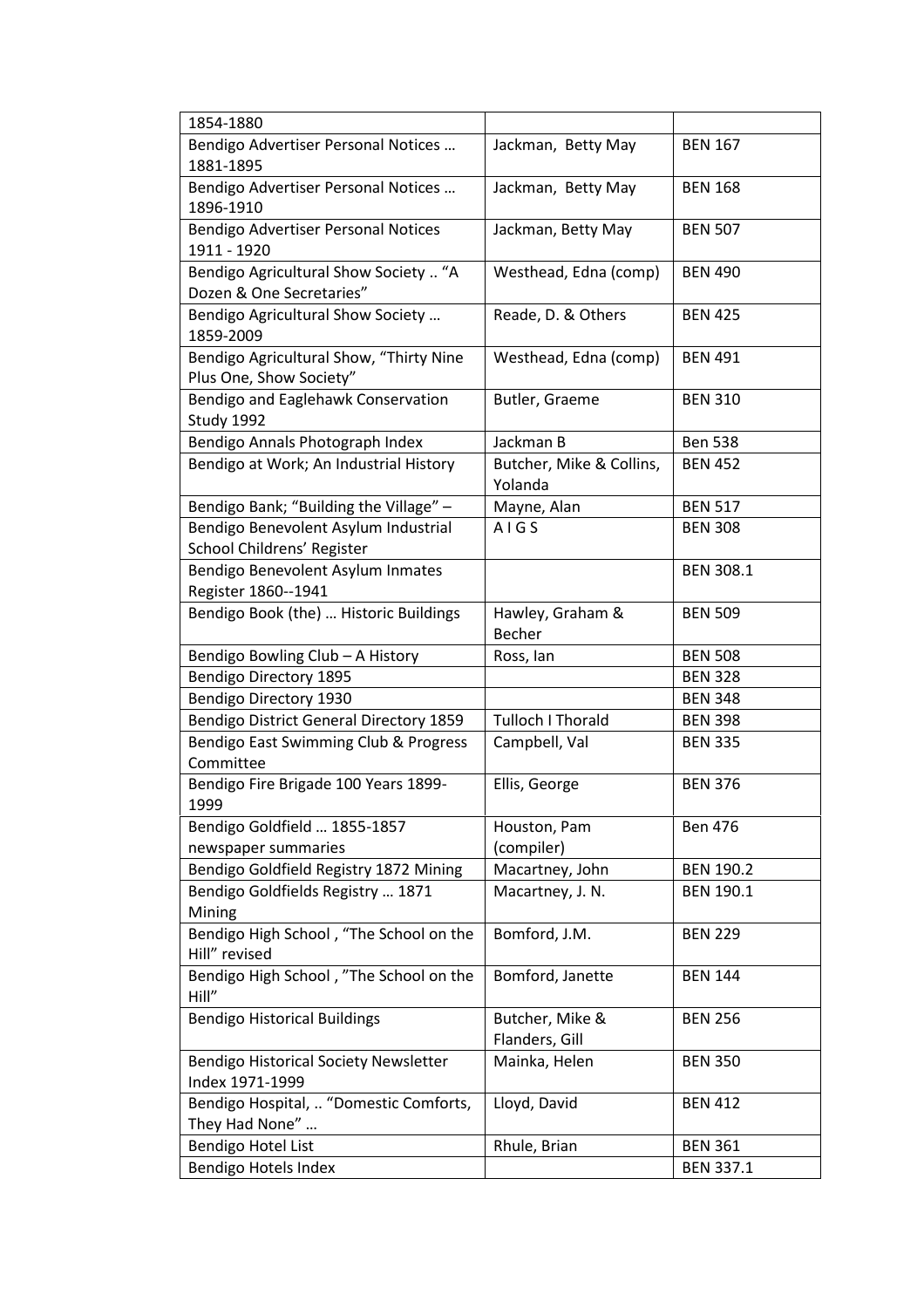| | | |
|---|---|---|
| 1854-1880 | | |
| Bendigo Advertiser Personal Notices … 1881-1895 | Jackman, Betty May | BEN 167 |
| Bendigo Advertiser Personal Notices … 1896-1910 | Jackman, Betty May | BEN 168 |
| Bendigo Advertiser Personal Notices 1911 - 1920 | Jackman, Betty May | BEN 507 |
| Bendigo Agricultural Show Society .. "A Dozen & One Secretaries" | Westhead, Edna (comp) | BEN 490 |
| Bendigo Agricultural Show Society … 1859-2009 | Reade, D. & Others | BEN 425 |
| Bendigo Agricultural Show, "Thirty Nine Plus One, Show Society" | Westhead, Edna (comp) | BEN 491 |
| Bendigo and Eaglehawk Conservation Study 1992 | Butler, Graeme | BEN 310 |
| Bendigo Annals Photograph Index | Jackman B | Ben 538 |
| Bendigo at Work; An Industrial History | Butcher, Mike & Collins, Yolanda | BEN 452 |
| Bendigo Bank; "Building the Village" – | Mayne, Alan | BEN 517 |
| Bendigo Benevolent Asylum Industrial School Childrens' Register | A I G S | BEN 308 |
| Bendigo Benevolent Asylum Inmates Register 1860--1941 | | BEN 308.1 |
| Bendigo Book (the) … Historic Buildings | Hawley, Graham & Becher | BEN 509 |
| Bendigo Bowling Club – A History | Ross, Ian | BEN 508 |
| Bendigo Directory 1895 | | BEN 328 |
| Bendigo Directory 1930 | | BEN 348 |
| Bendigo District General Directory 1859 | Tulloch I Thorald | BEN 398 |
| Bendigo East Swimming Club & Progress Committee | Campbell, Val | BEN 335 |
| Bendigo Fire Brigade 100 Years 1899-1999 | Ellis, George | BEN 376 |
| Bendigo Goldfield … 1855-1857 newspaper summaries | Houston, Pam (compiler) | Ben 476 |
| Bendigo Goldfield Registry 1872 Mining | Macartney, John | BEN 190.2 |
| Bendigo Goldfields Registry … 1871 Mining | Macartney, J. N. | BEN 190.1 |
| Bendigo High School , "The School on the Hill" revised | Bomford, J.M. | BEN 229 |
| Bendigo High School , "The School on the Hill" | Bomford, Janette | BEN 144 |
| Bendigo Historical Buildings | Butcher, Mike & Flanders, Gill | BEN 256 |
| Bendigo Historical Society Newsletter Index 1971-1999 | Mainka, Helen | BEN 350 |
| Bendigo Hospital, .. "Domestic Comforts, They Had None" … | Lloyd, David | BEN 412 |
| Bendigo Hotel List | Rhule, Brian | BEN 361 |
| Bendigo Hotels Index | | BEN 337.1 |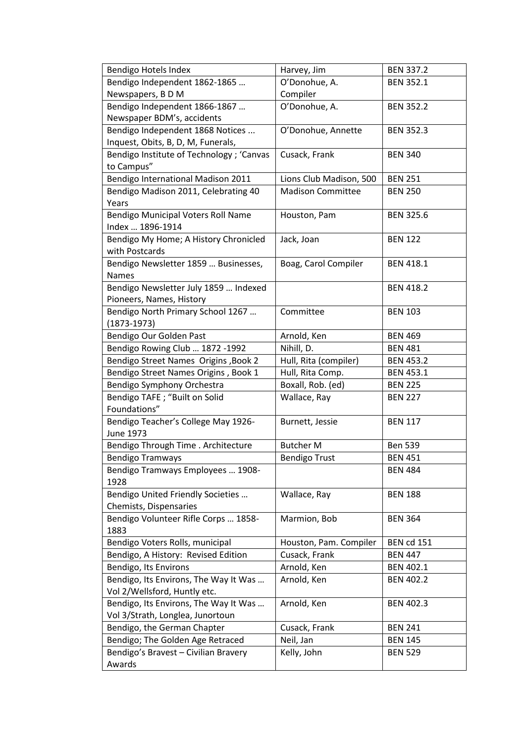| Bendigo Hotels Index | Harvey, Jim | BEN 337.2 |
|---|---|---|
| Bendigo Independent 1862-1865 … Newspapers, B D M | O'Donohue, A. Compiler | BEN 352.1 |
| Bendigo Independent 1866-1867 … Newspaper BDM's, accidents | O'Donohue, A. | BEN 352.2 |
| Bendigo Independent 1868 Notices ... Inquest, Obits, B, D, M, Funerals, | O'Donohue, Annette | BEN 352.3 |
| Bendigo Institute of Technology ; 'Canvas to Campus" | Cusack, Frank | BEN 340 |
| Bendigo International Madison 2011 | Lions Club Madison, 500 | BEN 251 |
| Bendigo Madison 2011, Celebrating 40 Years | Madison Committee | BEN 250 |
| Bendigo Municipal Voters Roll Name Index … 1896-1914 | Houston, Pam | BEN 325.6 |
| Bendigo My Home; A History Chronicled with Postcards | Jack, Joan | BEN 122 |
| Bendigo Newsletter 1859 … Businesses, Names | Boag, Carol Compiler | BEN 418.1 |
| Bendigo Newsletter July 1859 … Indexed Pioneers, Names, History | | BEN 418.2 |
| Bendigo North Primary School 1267 … (1873-1973) | Committee | BEN 103 |
| Bendigo Our Golden Past | Arnold, Ken | BEN 469 |
| Bendigo Rowing Club … 1872 -1992 | Nihill, D. | BEN 481 |
| Bendigo Street Names Origins ,Book 2 | Hull, Rita (compiler) | BEN 453.2 |
| Bendigo Street Names Origins , Book 1 | Hull, Rita Comp. | BEN 453.1 |
| Bendigo Symphony Orchestra | Boxall, Rob. (ed) | BEN 225 |
| Bendigo TAFE ; "Built on Solid Foundations" | Wallace, Ray | BEN 227 |
| Bendigo Teacher's College May 1926-June 1973 | Burnett, Jessie | BEN 117 |
| Bendigo Through Time . Architecture | Butcher M | Ben 539 |
| Bendigo Tramways | Bendigo Trust | BEN 451 |
| Bendigo Tramways Employees … 1908-1928 | | BEN 484 |
| Bendigo United Friendly Societies … Chemists, Dispensaries | Wallace, Ray | BEN 188 |
| Bendigo Volunteer Rifle Corps … 1858-1883 | Marmion, Bob | BEN 364 |
| Bendigo Voters Rolls, municipal | Houston, Pam. Compiler | BEN cd 151 |
| Bendigo, A History: Revised Edition | Cusack, Frank | BEN 447 |
| Bendigo, Its Environs | Arnold, Ken | BEN 402.1 |
| Bendigo, Its Environs, The Way It Was … Vol 2/Wellsford, Huntly etc. | Arnold, Ken | BEN 402.2 |
| Bendigo, Its Environs, The Way It Was … Vol 3/Strath, Longlea, Junortoun | Arnold, Ken | BEN 402.3 |
| Bendigo, the German Chapter | Cusack, Frank | BEN 241 |
| Bendigo; The Golden Age Retraced | Neil, Jan | BEN 145 |
| Bendigo's Bravest – Civilian Bravery Awards | Kelly, John | BEN 529 |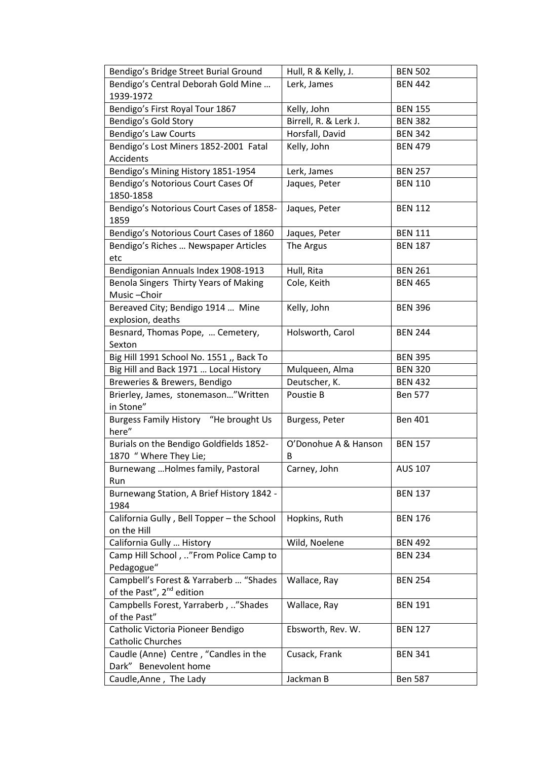| | | |
|---|---|---|
| Bendigo's Bridge Street Burial Ground | Hull, R & Kelly, J. | BEN 502 |
| Bendigo's Central Deborah Gold Mine … 1939-1972 | Lerk, James | BEN 442 |
| Bendigo's First Royal Tour 1867 | Kelly, John | BEN 155 |
| Bendigo's Gold Story | Birrell, R. & Lerk J. | BEN 382 |
| Bendigo's Law Courts | Horsfall, David | BEN 342 |
| Bendigo's Lost Miners 1852-2001 Fatal Accidents | Kelly, John | BEN 479 |
| Bendigo's Mining History 1851-1954 | Lerk, James | BEN 257 |
| Bendigo's Notorious Court Cases Of 1850-1858 | Jaques, Peter | BEN 110 |
| Bendigo's Notorious Court Cases of 1858-1859 | Jaques, Peter | BEN 112 |
| Bendigo's Notorious Court Cases of 1860 | Jaques, Peter | BEN 111 |
| Bendigo's Riches … Newspaper Articles etc | The Argus | BEN 187 |
| Bendigonian Annuals Index 1908-1913 | Hull, Rita | BEN 261 |
| Benola Singers Thirty Years of Making Music –Choir | Cole, Keith | BEN 465 |
| Bereaved City; Bendigo 1914 … Mine explosion, deaths | Kelly, John | BEN 396 |
| Besnard, Thomas Pope, … Cemetery, Sexton | Holsworth, Carol | BEN 244 |
| Big Hill 1991 School No. 1551 ,, Back To | | BEN 395 |
| Big Hill and Back 1971 … Local History | Mulqueen, Alma | BEN 320 |
| Breweries & Brewers, Bendigo | Deutscher, K. | BEN 432 |
| Brierley, James, stonemason…"Written in Stone" | Poustie B | Ben 577 |
| Burgess Family History "He brought Us here" | Burgess, Peter | Ben 401 |
| Burials on the Bendigo Goldfields 1852-1870 " Where They Lie; | O'Donohue A & Hanson B | BEN 157 |
| Burnewang …Holmes family, Pastoral Run | Carney, John | AUS 107 |
| Burnewang Station, A Brief History 1842 - 1984 | | BEN 137 |
| California Gully , Bell Topper – the School on the Hill | Hopkins, Ruth | BEN 176 |
| California Gully … History | Wild, Noelene | BEN 492 |
| Camp Hill School , .."From Police Camp to Pedagogue" | | BEN 234 |
| Campbell's Forest & Yarraberb … "Shades of the Past", 2nd edition | Wallace, Ray | BEN 254 |
| Campbells Forest, Yarraberb , .."Shades of the Past" | Wallace, Ray | BEN 191 |
| Catholic Victoria Pioneer Bendigo Catholic Churches | Ebsworth, Rev. W. | BEN 127 |
| Caudle (Anne) Centre , "Candles in the Dark" Benevolent home | Cusack, Frank | BEN 341 |
| Caudle,Anne , The Lady | Jackman B | Ben 587 |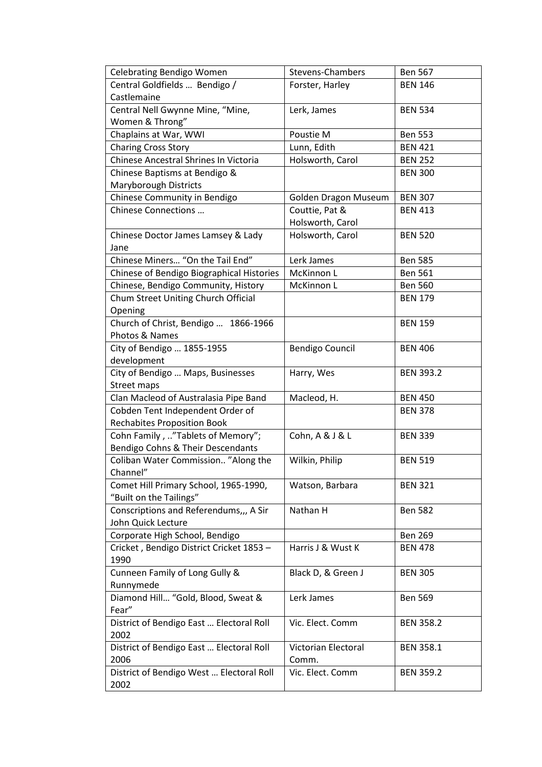| Celebrating Bendigo Women | Stevens-Chambers | Ben 567 |
|---|---|---|
| Central Goldfields … Bendigo / Castlemaine | Forster, Harley | BEN 146 |
| Central Nell Gwynne Mine, "Mine, Women & Throng" | Lerk, James | BEN 534 |
| Chaplains at War, WWI | Poustie M | Ben 553 |
| Charing Cross Story | Lunn, Edith | BEN 421 |
| Chinese Ancestral Shrines In Victoria | Holsworth, Carol | BEN 252 |
| Chinese Baptisms at Bendigo & Maryborough Districts | | BEN 300 |
| Chinese Community in Bendigo | Golden Dragon Museum | BEN 307 |
| Chinese Connections … | Couttie, Pat & Holsworth, Carol | BEN 413 |
| Chinese Doctor James Lamsey & Lady Jane | Holsworth, Carol | BEN 520 |
| Chinese Miners… "On the Tail End" | Lerk James | Ben 585 |
| Chinese of Bendigo Biographical Histories | McKinnon L | Ben 561 |
| Chinese, Bendigo Community, History | McKinnon L | Ben 560 |
| Chum Street Uniting Church Official Opening | | BEN 179 |
| Church of Christ, Bendigo … 1866-1966 Photos & Names | | BEN 159 |
| City of Bendigo … 1855-1955 development | Bendigo Council | BEN 406 |
| City of Bendigo … Maps, Businesses Street maps | Harry, Wes | BEN 393.2 |
| Clan Macleod of Australasia Pipe Band | Macleod, H. | BEN 450 |
| Cobden Tent Independent Order of Rechabites Proposition Book | | BEN 378 |
| Cohn Family , .."Tablets of Memory"; Bendigo Cohns & Their Descendants | Cohn, A & J & L | BEN 339 |
| Coliban Water Commission.. "Along the Channel" | Wilkin, Philip | BEN 519 |
| Comet Hill Primary School, 1965-1990, "Built on the Tailings" | Watson, Barbara | BEN 321 |
| Conscriptions and Referendums,,, A Sir John Quick Lecture | Nathan H | Ben 582 |
| Corporate High School, Bendigo | | Ben 269 |
| Cricket , Bendigo District Cricket 1853 – 1990 | Harris J & Wust K | BEN 478 |
| Cunneen Family of Long Gully & Runnymede | Black D, & Green J | BEN 305 |
| Diamond Hill… "Gold, Blood, Sweat & Fear" | Lerk James | Ben 569 |
| District of Bendigo East … Electoral Roll 2002 | Vic. Elect. Comm | BEN 358.2 |
| District of Bendigo East … Electoral Roll 2006 | Victorian Electoral Comm. | BEN 358.1 |
| District of Bendigo West … Electoral Roll 2002 | Vic. Elect. Comm | BEN 359.2 |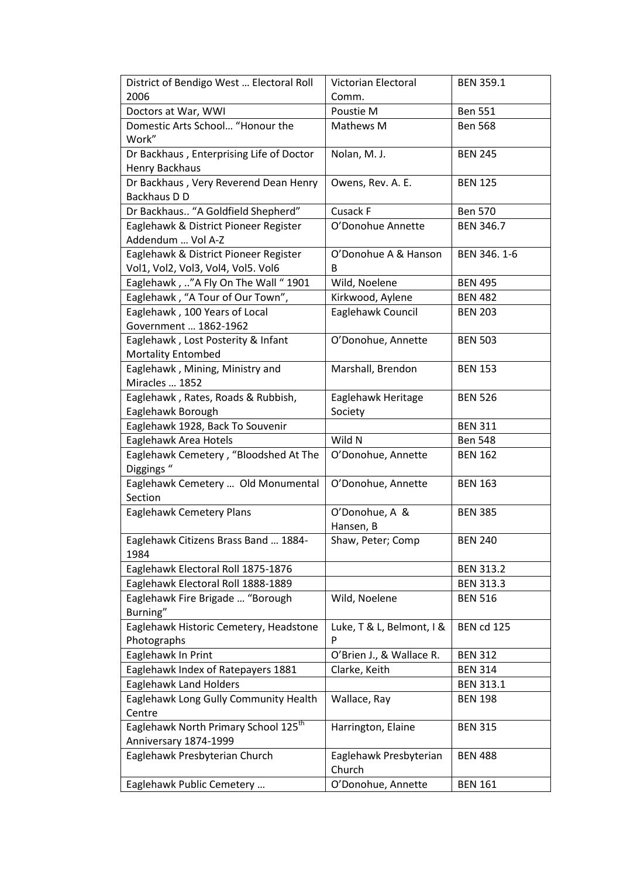| District of Bendigo West … Electoral Roll 2006 | Victorian Electoral Comm. | BEN 359.1 |
|---|---|---|
| Doctors at War, WWI | Poustie M | Ben 551 |
| Domestic Arts School… "Honour the Work" | Mathews M | Ben 568 |
| Dr Backhaus , Enterprising Life of Doctor Henry Backhaus | Nolan, M. J. | BEN 245 |
| Dr Backhaus , Very Reverend Dean Henry Backhaus D D | Owens, Rev. A. E. | BEN 125 |
| Dr Backhaus.. "A Goldfield Shepherd" | Cusack F | Ben 570 |
| Eaglehawk & District Pioneer Register Addendum … Vol A-Z | O'Donohue Annette | BEN 346.7 |
| Eaglehawk & District Pioneer Register Vol1, Vol2, Vol3, Vol4, Vol5. Vol6 | O'Donohue A & Hanson B | BEN 346. 1-6 |
| Eaglehawk , .."A Fly On The Wall " 1901 | Wild, Noelene | BEN 495 |
| Eaglehawk , "A Tour of Our Town", | Kirkwood, Aylene | BEN 482 |
| Eaglehawk , 100 Years of Local Government … 1862-1962 | Eaglehawk Council | BEN 203 |
| Eaglehawk , Lost Posterity & Infant Mortality Entombed | O'Donohue, Annette | BEN 503 |
| Eaglehawk , Mining, Ministry and Miracles … 1852 | Marshall, Brendon | BEN 153 |
| Eaglehawk , Rates, Roads & Rubbish, Eaglehawk Borough | Eaglehawk Heritage Society | BEN 526 |
| Eaglehawk 1928, Back To Souvenir | | BEN 311 |
| Eaglehawk Area Hotels | Wild N | Ben 548 |
| Eaglehawk Cemetery , "Bloodshed At The Diggings " | O'Donohue, Annette | BEN 162 |
| Eaglehawk Cemetery … Old Monumental Section | O'Donohue, Annette | BEN 163 |
| Eaglehawk Cemetery Plans | O'Donohue, A & Hansen, B | BEN 385 |
| Eaglehawk Citizens Brass Band … 1884-1984 | Shaw, Peter; Comp | BEN 240 |
| Eaglehawk Electoral Roll 1875-1876 | | BEN 313.2 |
| Eaglehawk Electoral Roll 1888-1889 | | BEN 313.3 |
| Eaglehawk Fire Brigade … "Borough Burning" | Wild, Noelene | BEN 516 |
| Eaglehawk Historic Cemetery, Headstone Photographs | Luke, T & L, Belmont, I & P | BEN cd 125 |
| Eaglehawk In Print | O'Brien J., & Wallace R. | BEN 312 |
| Eaglehawk Index of Ratepayers 1881 | Clarke, Keith | BEN 314 |
| Eaglehawk Land Holders | | BEN 313.1 |
| Eaglehawk Long Gully Community Health Centre | Wallace, Ray | BEN 198 |
| Eaglehawk North Primary School 125th Anniversary 1874-1999 | Harrington, Elaine | BEN 315 |
| Eaglehawk Presbyterian Church | Eaglehawk Presbyterian Church | BEN 488 |
| Eaglehawk Public Cemetery … | O'Donohue, Annette | BEN 161 |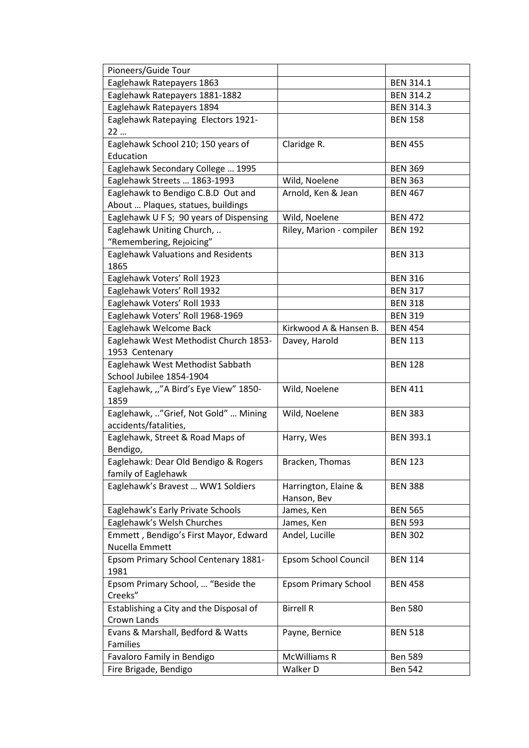| Pioneers/Guide Tour | | |
|---|---|---|
| Eaglehawk Ratepayers 1863 | | BEN 314.1 |
| Eaglehawk Ratepayers 1881-1882 | | BEN 314.2 |
| Eaglehawk Ratepayers 1894 | | BEN 314.3 |
| Eaglehawk Ratepaying Electors 1921-22 … | | BEN 158 |
| Eaglehawk School 210; 150 years of Education | Claridge R. | BEN 455 |
| Eaglehawk Secondary College … 1995 | | BEN 369 |
| Eaglehawk Streets … 1863-1993 | Wild, Noelene | BEN 363 |
| Eaglehawk to Bendigo C.B.D Out and About … Plaques, statues, buildings | Arnold, Ken & Jean | BEN 467 |
| Eaglehawk U F S; 90 years of Dispensing | Wild, Noelene | BEN 472 |
| Eaglehawk Uniting Church, .. "Remembering, Rejoicing" | Riley, Marion - compiler | BEN 192 |
| Eaglehawk Valuations and Residents 1865 | | BEN 313 |
| Eaglehawk Voters' Roll 1923 | | BEN 316 |
| Eaglehawk Voters' Roll 1932 | | BEN 317 |
| Eaglehawk Voters' Roll 1933 | | BEN 318 |
| Eaglehawk Voters' Roll 1968-1969 | | BEN 319 |
| Eaglehawk Welcome Back | Kirkwood A & Hansen B. | BEN 454 |
| Eaglehawk West Methodist Church 1853-1953 Centenary | Davey, Harold | BEN 113 |
| Eaglehawk West Methodist Sabbath School Jubilee 1854-1904 | | BEN 128 |
| Eaglehawk, ,,"A Bird's Eye View" 1850-1859 | Wild, Noelene | BEN 411 |
| Eaglehawk, .."Grief, Not Gold" … Mining accidents/fatalities, | Wild, Noelene | BEN 383 |
| Eaglehawk, Street & Road Maps of Bendigo, | Harry, Wes | BEN 393.1 |
| Eaglehawk: Dear Old Bendigo & Rogers family of Eaglehawk | Bracken, Thomas | BEN 123 |
| Eaglehawk's Bravest … WW1 Soldiers | Harrington, Elaine & Hanson, Bev | BEN 388 |
| Eaglehawk's Early Private Schools | James, Ken | BEN 565 |
| Eaglehawk's Welsh Churches | James, Ken | BEN 593 |
| Emmett , Bendigo's First Mayor, Edward Nucella Emmett | Andel, Lucille | BEN 302 |
| Epsom Primary School Centenary 1881-1981 | Epsom School Council | BEN 114 |
| Epsom Primary School, … "Beside the Creeks" | Epsom Primary School | BEN 458 |
| Establishing a City and the Disposal of Crown Lands | Birrell R | Ben 580 |
| Evans & Marshall, Bedford & Watts Families | Payne, Bernice | BEN 518 |
| Favaloro Family in Bendigo | McWilliams R | Ben 589 |
| Fire Brigade, Bendigo | Walker D | Ben 542 |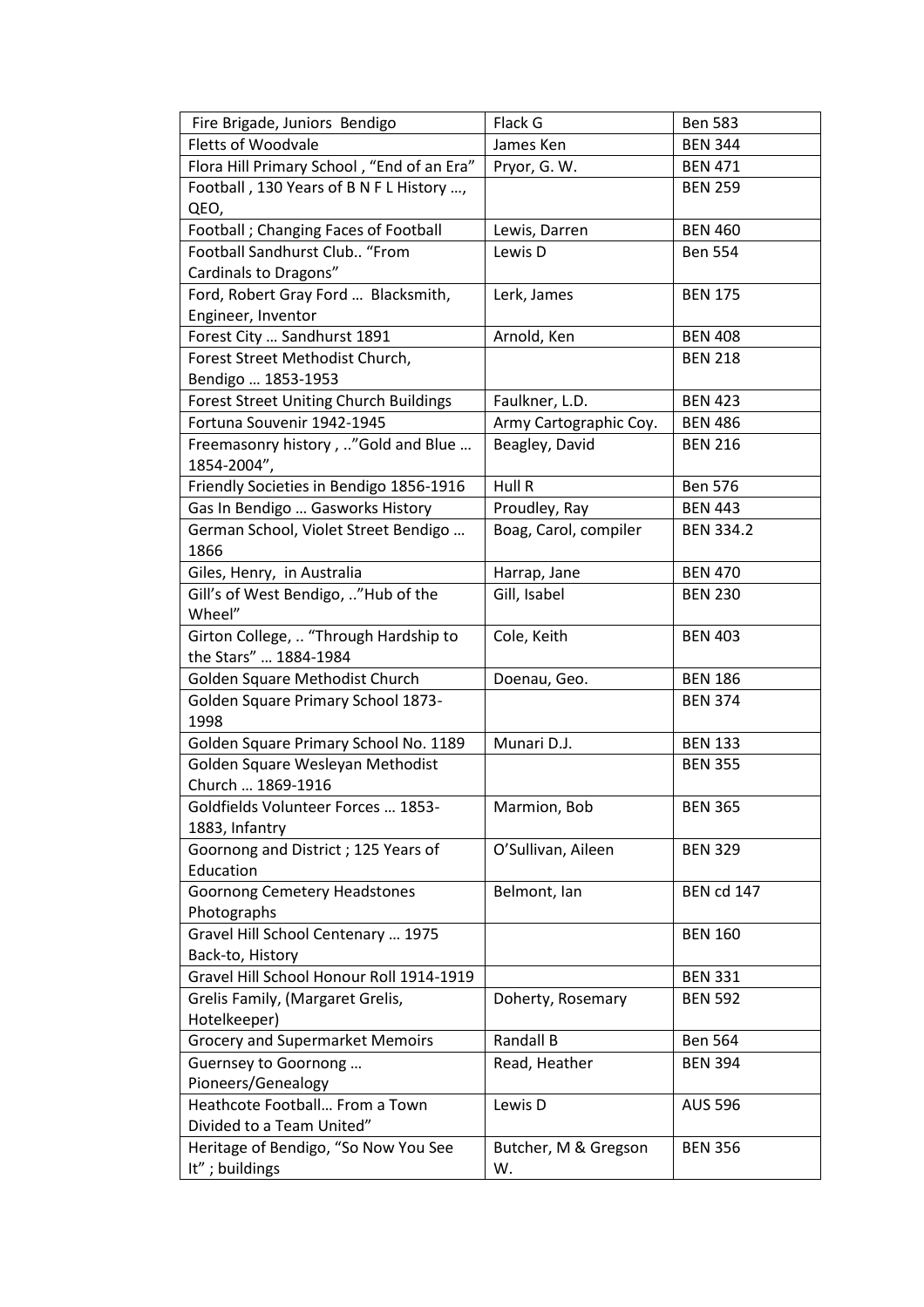| Fire Brigade, Juniors Bendigo | Flack G | Ben 583 |
|---|---|---|
| Fletts of Woodvale | James Ken | BEN 344 |
| Flora Hill Primary School , "End of an Era" | Pryor, G. W. | BEN 471 |
| Football , 130 Years of B N F L History …, QEO, | | BEN 259 |
| Football ; Changing Faces of Football | Lewis, Darren | BEN 460 |
| Football Sandhurst Club.. "From Cardinals to Dragons" | Lewis D | Ben 554 |
| Ford, Robert Gray Ford … Blacksmith, Engineer, Inventor | Lerk, James | BEN 175 |
| Forest City … Sandhurst 1891 | Arnold, Ken | BEN 408 |
| Forest Street Methodist Church, Bendigo … 1853-1953 | | BEN 218 |
| Forest Street Uniting Church Buildings | Faulkner, L.D. | BEN 423 |
| Fortuna Souvenir 1942-1945 | Army Cartographic Coy. | BEN 486 |
| Freemasonry history , .."Gold and Blue … 1854-2004", | Beagley, David | BEN 216 |
| Friendly Societies in Bendigo 1856-1916 | Hull R | Ben 576 |
| Gas In Bendigo … Gasworks History | Proudley, Ray | BEN 443 |
| German School, Violet Street Bendigo … 1866 | Boag, Carol, compiler | BEN 334.2 |
| Giles, Henry, in Australia | Harrap, Jane | BEN 470 |
| Gill's of West Bendigo, .."Hub of the Wheel" | Gill, Isabel | BEN 230 |
| Girton College, .. "Through Hardship to the Stars" … 1884-1984 | Cole, Keith | BEN 403 |
| Golden Square Methodist Church | Doenau, Geo. | BEN 186 |
| Golden Square Primary School 1873-1998 | | BEN 374 |
| Golden Square Primary School No. 1189 | Munari D.J. | BEN 133 |
| Golden Square Wesleyan Methodist Church … 1869-1916 | | BEN 355 |
| Goldfields Volunteer Forces … 1853-1883, Infantry | Marmion, Bob | BEN 365 |
| Goornong and District ; 125 Years of Education | O'Sullivan, Aileen | BEN 329 |
| Goornong Cemetery Headstones Photographs | Belmont, Ian | BEN cd 147 |
| Gravel Hill School Centenary … 1975 Back-to, History | | BEN 160 |
| Gravel Hill School Honour Roll 1914-1919 | | BEN 331 |
| Grelis Family, (Margaret Grelis, Hotelkeeper) | Doherty, Rosemary | BEN 592 |
| Grocery and Supermarket Memoirs | Randall B | Ben 564 |
| Guernsey to Goornong … Pioneers/Genealogy | Read, Heather | BEN 394 |
| Heathcote Football… From a Town Divided to a Team United" | Lewis D | AUS 596 |
| Heritage of Bendigo, "So Now You See It" ; buildings | Butcher, M & Gregson W. | BEN 356 |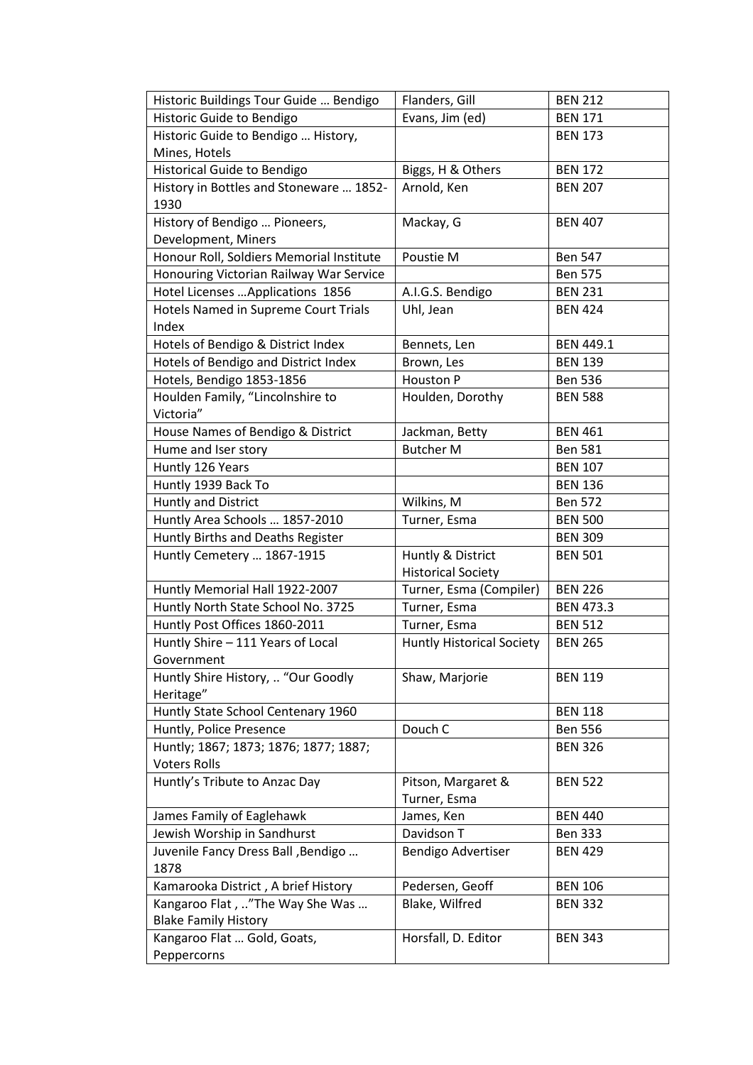| Historic Buildings Tour Guide … Bendigo | Flanders, Gill | BEN 212 |
|---|---|---|
| Historic Guide to Bendigo | Evans, Jim (ed) | BEN 171 |
| Historic Guide to Bendigo … History, Mines, Hotels | | BEN 173 |
| Historical Guide to Bendigo | Biggs, H & Others | BEN 172 |
| History in Bottles and Stoneware … 1852-1930 | Arnold, Ken | BEN 207 |
| History of Bendigo … Pioneers, Development, Miners | Mackay, G | BEN 407 |
| Honour Roll, Soldiers Memorial Institute | Poustie M | Ben 547 |
| Honouring Victorian Railway War Service | | Ben 575 |
| Hotel Licenses …Applications 1856 | A.I.G.S. Bendigo | BEN 231 |
| Hotels Named in Supreme Court Trials Index | Uhl, Jean | BEN 424 |
| Hotels of Bendigo & District Index | Bennets, Len | BEN 449.1 |
| Hotels of Bendigo and District Index | Brown, Les | BEN 139 |
| Hotels, Bendigo 1853-1856 | Houston P | Ben 536 |
| Houlden Family, "Lincolnshire to Victoria" | Houlden, Dorothy | BEN 588 |
| House Names of Bendigo & District | Jackman, Betty | BEN 461 |
| Hume and Iser story | Butcher M | Ben 581 |
| Huntly 126 Years | | BEN 107 |
| Huntly 1939 Back To | | BEN 136 |
| Huntly and District | Wilkins, M | Ben 572 |
| Huntly Area Schools … 1857-2010 | Turner, Esma | BEN 500 |
| Huntly Births and Deaths Register | | BEN 309 |
| Huntly Cemetery … 1867-1915 | Huntly & District Historical Society | BEN 501 |
| Huntly Memorial Hall 1922-2007 | Turner, Esma (Compiler) | BEN 226 |
| Huntly North State School No. 3725 | Turner, Esma | BEN 473.3 |
| Huntly Post Offices 1860-2011 | Turner, Esma | BEN 512 |
| Huntly Shire – 111 Years of Local Government | Huntly Historical Society | BEN 265 |
| Huntly Shire History, .. "Our Goodly Heritage" | Shaw, Marjorie | BEN 119 |
| Huntly State School Centenary 1960 | | BEN 118 |
| Huntly, Police Presence | Douch C | Ben 556 |
| Huntly; 1867; 1873; 1876; 1877; 1887; Voters Rolls | | BEN 326 |
| Huntly's Tribute to Anzac Day | Pitson, Margaret & Turner, Esma | BEN 522 |
| James Family of Eaglehawk | James, Ken | BEN 440 |
| Jewish Worship in Sandhurst | Davidson T | Ben 333 |
| Juvenile Fancy Dress Ball ,Bendigo … 1878 | Bendigo Advertiser | BEN 429 |
| Kamarooka District , A brief History | Pedersen, Geoff | BEN 106 |
| Kangaroo Flat , .."The Way She Was … Blake Family History | Blake, Wilfred | BEN 332 |
| Kangaroo Flat … Gold, Goats, Peppercorns | Horsfall, D. Editor | BEN 343 |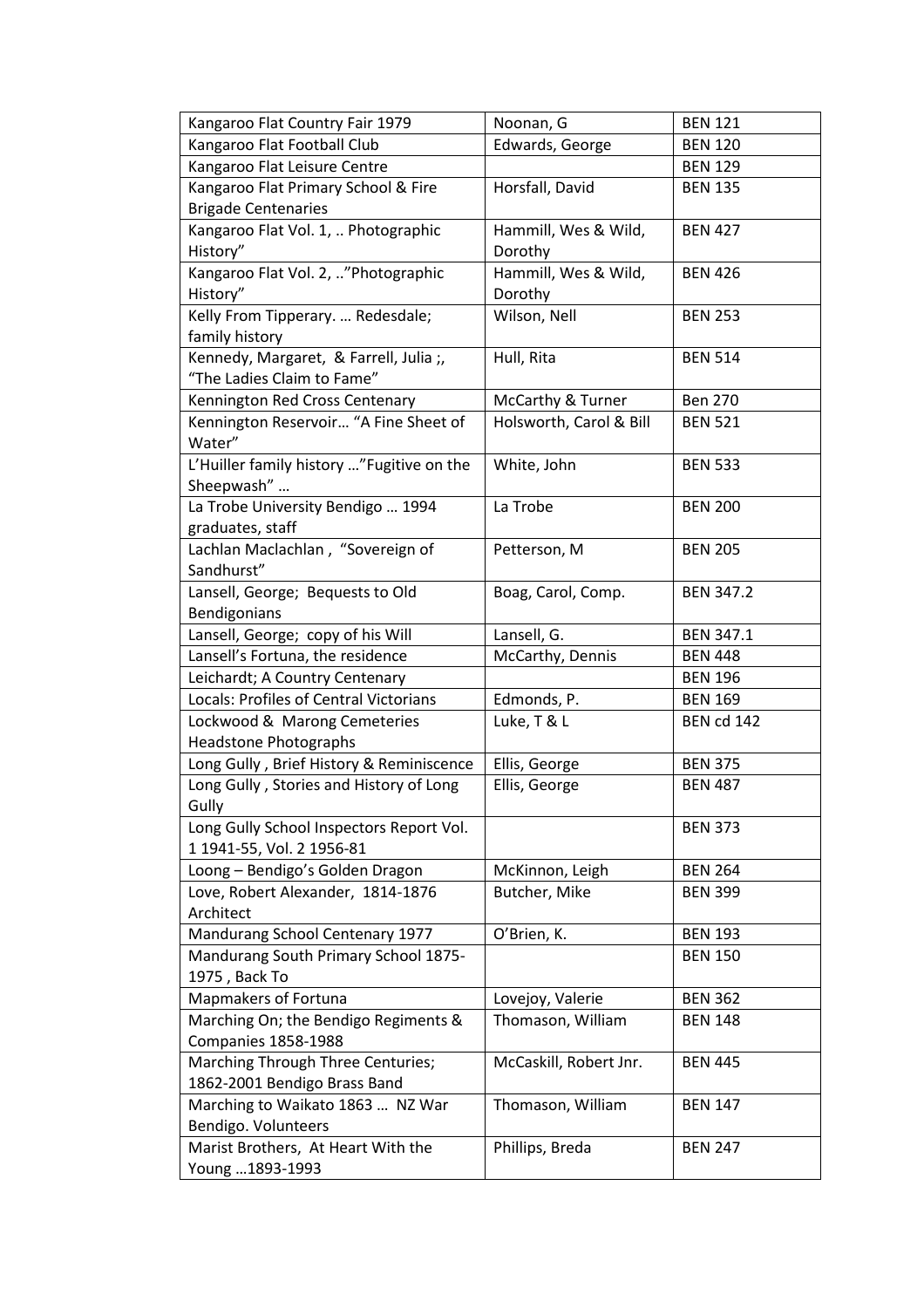| Kangaroo Flat Country Fair 1979 | Noonan, G | BEN 121 |
|---|---|---|
| Kangaroo Flat Football Club | Edwards, George | BEN 120 |
| Kangaroo Flat Leisure Centre | | BEN 129 |
| Kangaroo Flat Primary School & Fire Brigade Centenaries | Horsfall, David | BEN 135 |
| Kangaroo Flat Vol. 1, .. Photographic History" | Hammill, Wes & Wild, Dorothy | BEN 427 |
| Kangaroo Flat Vol. 2, .."Photographic History" | Hammill, Wes & Wild, Dorothy | BEN 426 |
| Kelly From Tipperary. … Redesdale; family history | Wilson, Nell | BEN 253 |
| Kennedy, Margaret, & Farrell, Julia ;, "The Ladies Claim to Fame" | Hull, Rita | BEN 514 |
| Kennington Red Cross Centenary | McCarthy & Turner | Ben 270 |
| Kennington Reservoir… "A Fine Sheet of Water" | Holsworth, Carol & Bill | BEN 521 |
| L'Huiller family history …"Fugitive on the Sheepwash" … | White, John | BEN 533 |
| La Trobe University Bendigo … 1994 graduates, staff | La Trobe | BEN 200 |
| Lachlan Maclachlan , "Sovereign of Sandhurst" | Petterson, M | BEN 205 |
| Lansell, George; Bequests to Old Bendigonians | Boag, Carol, Comp. | BEN 347.2 |
| Lansell, George; copy of his Will | Lansell, G. | BEN 347.1 |
| Lansell's Fortuna, the residence | McCarthy, Dennis | BEN 448 |
| Leichardt; A Country Centenary | | BEN 196 |
| Locals: Profiles of Central Victorians | Edmonds, P. | BEN 169 |
| Lockwood & Marong Cemeteries Headstone Photographs | Luke, T & L | BEN cd 142 |
| Long Gully , Brief History & Reminiscence | Ellis, George | BEN 375 |
| Long Gully , Stories and History of Long Gully | Ellis, George | BEN 487 |
| Long Gully School Inspectors Report Vol. 1 1941-55, Vol. 2 1956-81 | | BEN 373 |
| Loong – Bendigo's Golden Dragon | McKinnon, Leigh | BEN 264 |
| Love, Robert Alexander, 1814-1876 Architect | Butcher, Mike | BEN 399 |
| Mandurang School Centenary 1977 | O'Brien, K. | BEN 193 |
| Mandurang South Primary School 1875-1975 , Back To | | BEN 150 |
| Mapmakers of Fortuna | Lovejoy, Valerie | BEN 362 |
| Marching On; the Bendigo Regiments & Companies 1858-1988 | Thomason, William | BEN 148 |
| Marching Through Three Centuries; 1862-2001 Bendigo Brass Band | McCaskill, Robert Jnr. | BEN 445 |
| Marching to Waikato 1863 … NZ War Bendigo. Volunteers | Thomason, William | BEN 147 |
| Marist Brothers, At Heart With the Young …1893-1993 | Phillips, Breda | BEN 247 |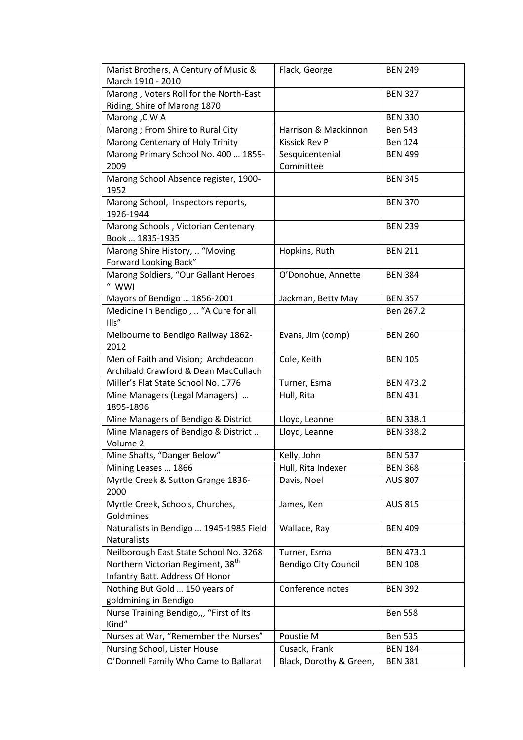| Marist Brothers, A Century of Music & March 1910 - 2010 | Flack, George | BEN 249 |
|---|---|---|
| Marong , Voters Roll for the North-East Riding, Shire of Marong 1870 | | BEN 327 |
| Marong ,C W A | | BEN 330 |
| Marong ; From Shire to Rural City | Harrison & Mackinnon | Ben 543 |
| Marong Centenary of Holy Trinity | Kissick Rev P | Ben 124 |
| Marong Primary School No. 400 … 1859-2009 | Sesquicentenial Committee | BEN 499 |
| Marong School Absence register, 1900-1952 | | BEN 345 |
| Marong School, Inspectors reports, 1926-1944 | | BEN 370 |
| Marong Schools , Victorian Centenary Book … 1835-1935 | | BEN 239 |
| Marong Shire History, .. "Moving Forward Looking Back" | Hopkins, Ruth | BEN 211 |
| Marong Soldiers, "Our Gallant Heroes " WWI | O'Donohue, Annette | BEN 384 |
| Mayors of Bendigo … 1856-2001 | Jackman, Betty May | BEN 357 |
| Medicine In Bendigo , .. "A Cure for all Ills" | | Ben 267.2 |
| Melbourne to Bendigo Railway 1862-2012 | Evans, Jim (comp) | BEN 260 |
| Men of Faith and Vision; Archdeacon Archibald Crawford & Dean MacCullach | Cole, Keith | BEN 105 |
| Miller's Flat State School No. 1776 | Turner, Esma | BEN 473.2 |
| Mine Managers (Legal Managers) … 1895-1896 | Hull, Rita | BEN 431 |
| Mine Managers of Bendigo & District | Lloyd, Leanne | BEN 338.1 |
| Mine Managers of Bendigo & District .. Volume 2 | Lloyd, Leanne | BEN 338.2 |
| Mine Shafts, "Danger Below" | Kelly, John | BEN 537 |
| Mining Leases … 1866 | Hull, Rita Indexer | BEN 368 |
| Myrtle Creek & Sutton Grange 1836-2000 | Davis, Noel | AUS 807 |
| Myrtle Creek, Schools, Churches, Goldmines | James, Ken | AUS 815 |
| Naturalists in Bendigo … 1945-1985 Field Naturalists | Wallace, Ray | BEN 409 |
| Neilborough East State School No. 3268 | Turner, Esma | BEN 473.1 |
| Northern Victorian Regiment, 38th Infantry Batt. Address Of Honor | Bendigo City Council | BEN 108 |
| Nothing But Gold … 150 years of goldmining in Bendigo | Conference notes | BEN 392 |
| Nurse Training Bendigo,,, "First of Its Kind" | | Ben 558 |
| Nurses at War, "Remember the Nurses" | Poustie M | Ben 535 |
| Nursing School, Lister House | Cusack, Frank | BEN 184 |
| O'Donnell Family Who Came to Ballarat | Black, Dorothy & Green, | BEN 381 |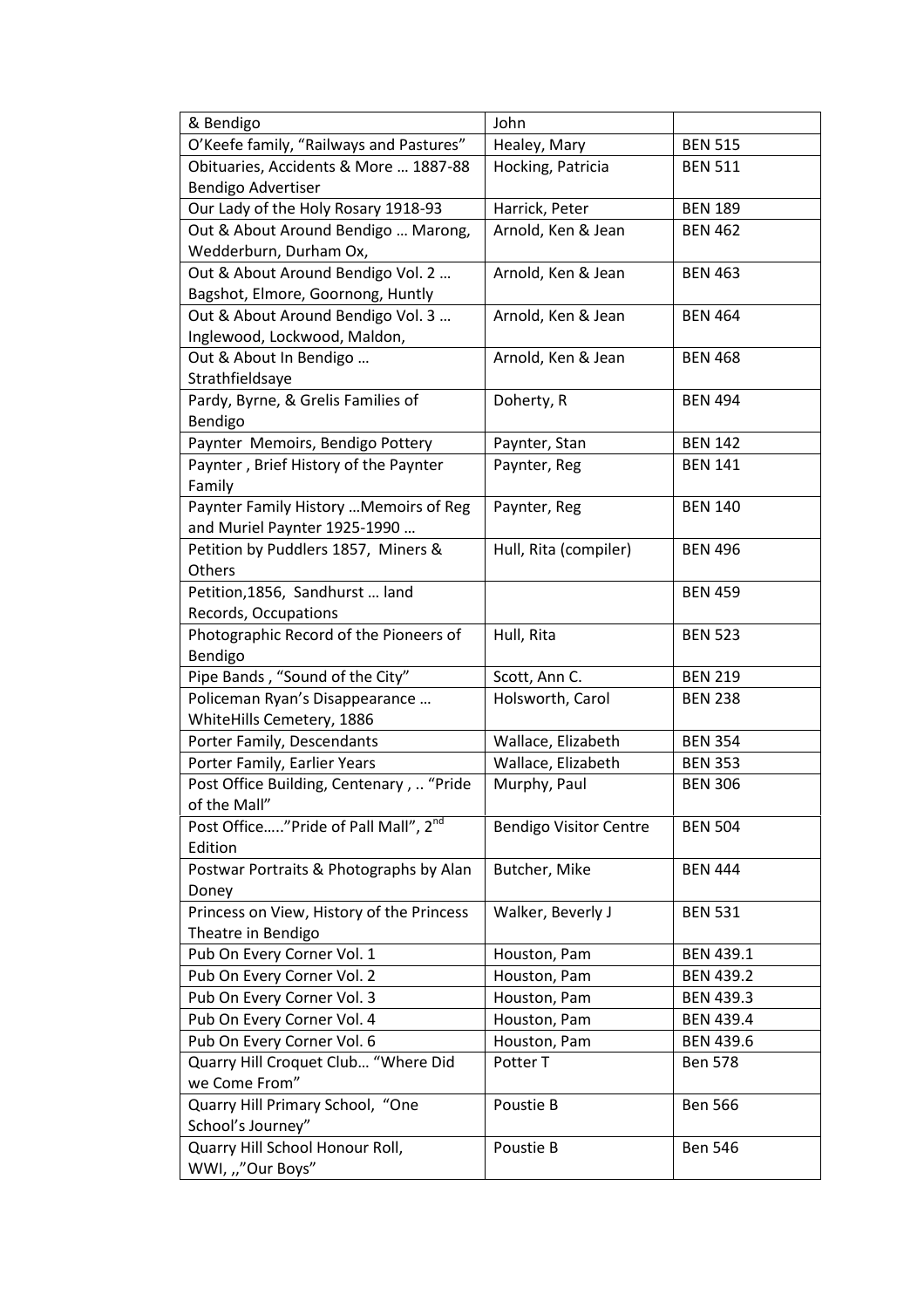| & Bendigo | John | |
|---|---|---|
| O'Keefe family, "Railways and Pastures" | Healey, Mary | BEN 515 |
| Obituaries, Accidents & More … 1887-88 Bendigo Advertiser | Hocking, Patricia | BEN 511 |
| Our Lady of the Holy Rosary 1918-93 | Harrick, Peter | BEN 189 |
| Out & About Around Bendigo … Marong, Wedderburn, Durham Ox, | Arnold, Ken & Jean | BEN 462 |
| Out & About Around Bendigo Vol. 2 … Bagshot, Elmore, Goornong, Huntly | Arnold, Ken & Jean | BEN 463 |
| Out & About Around Bendigo Vol. 3 … Inglewood, Lockwood, Maldon, | Arnold, Ken & Jean | BEN 464 |
| Out & About In Bendigo … Strathfieldsaye | Arnold, Ken & Jean | BEN 468 |
| Pardy, Byrne, & Grelis Families of Bendigo | Doherty, R | BEN 494 |
| Paynter Memoirs, Bendigo Pottery | Paynter, Stan | BEN 142 |
| Paynter , Brief History of the Paynter Family | Paynter, Reg | BEN 141 |
| Paynter Family History …Memoirs of Reg and Muriel Paynter 1925-1990 … | Paynter, Reg | BEN 140 |
| Petition by Puddlers 1857, Miners & Others | Hull, Rita (compiler) | BEN 496 |
| Petition,1856, Sandhurst … land Records, Occupations | | BEN 459 |
| Photographic Record of the Pioneers of Bendigo | Hull, Rita | BEN 523 |
| Pipe Bands , "Sound of the City" | Scott, Ann C. | BEN 219 |
| Policeman Ryan's Disappearance … WhiteHills Cemetery, 1886 | Holsworth, Carol | BEN 238 |
| Porter Family, Descendants | Wallace, Elizabeth | BEN 354 |
| Porter Family, Earlier Years | Wallace, Elizabeth | BEN 353 |
| Post Office Building, Centenary , .. "Pride of the Mall" | Murphy, Paul | BEN 306 |
| Post Office….."Pride of Pall Mall", 2nd Edition | Bendigo Visitor Centre | BEN 504 |
| Postwar Portraits & Photographs by Alan Doney | Butcher, Mike | BEN 444 |
| Princess on View, History of the Princess Theatre in Bendigo | Walker, Beverly J | BEN 531 |
| Pub On Every Corner Vol. 1 | Houston, Pam | BEN 439.1 |
| Pub On Every Corner Vol. 2 | Houston, Pam | BEN 439.2 |
| Pub On Every Corner Vol. 3 | Houston, Pam | BEN 439.3 |
| Pub On Every Corner Vol. 4 | Houston, Pam | BEN 439.4 |
| Pub On Every Corner Vol. 6 | Houston, Pam | BEN 439.6 |
| Quarry Hill Croquet Club… "Where Did we Come From" | Potter T | Ben 578 |
| Quarry Hill Primary School, "One School's Journey" | Poustie B | Ben 566 |
| Quarry Hill School Honour Roll, WWI, ,,"Our Boys" | Poustie B | Ben 546 |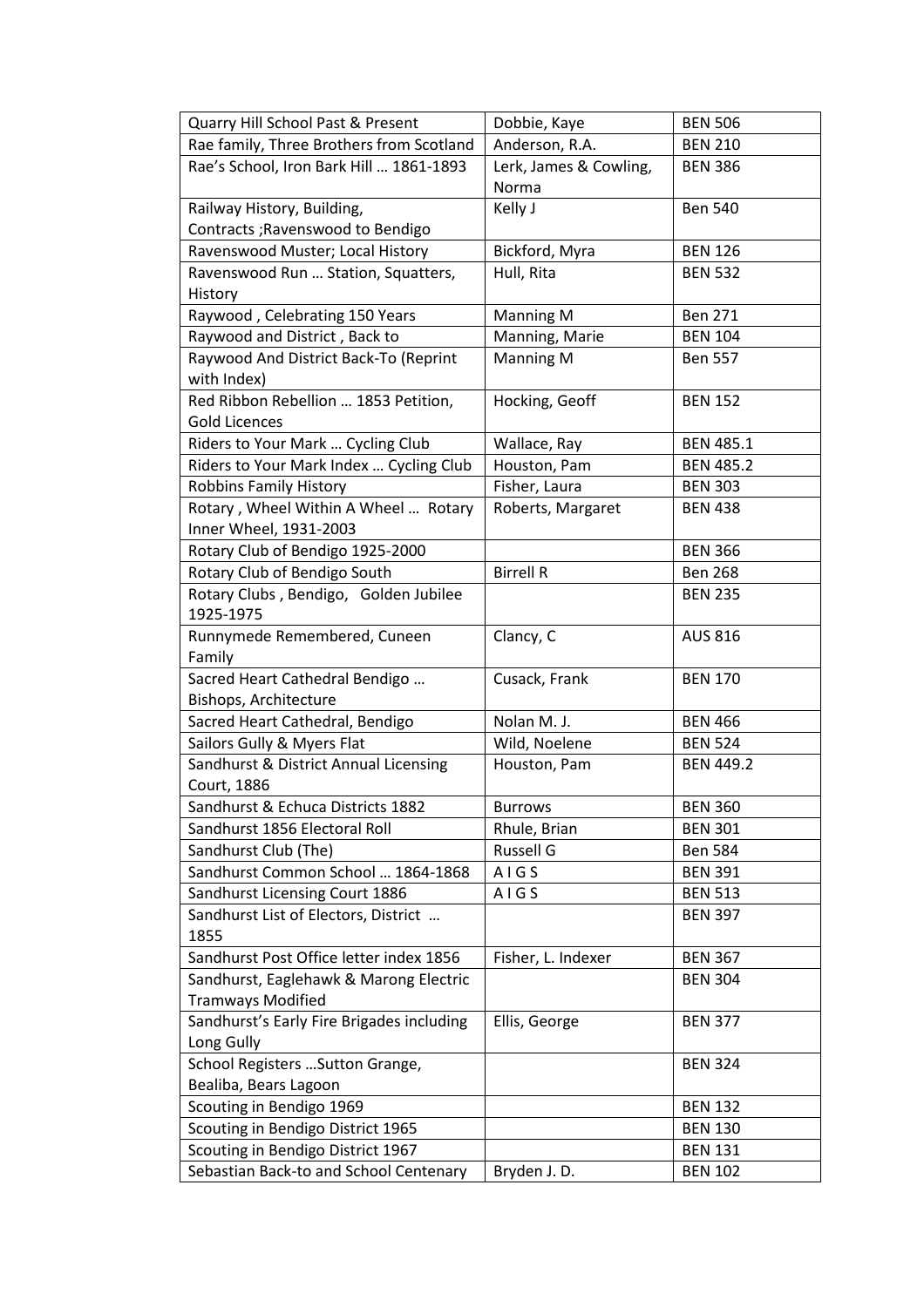| Quarry Hill School Past & Present | Dobbie, Kaye | BEN 506 |
|---|---|---|
| Rae family, Three Brothers from Scotland | Anderson, R.A. | BEN 210 |
| Rae's School, Iron Bark Hill … 1861-1893 | Lerk, James & Cowling, Norma | BEN 386 |
| Railway History, Building, Contracts ;Ravenswood to Bendigo | Kelly J | Ben 540 |
| Ravenswood Muster; Local History | Bickford, Myra | BEN 126 |
| Ravenswood Run … Station, Squatters, History | Hull, Rita | BEN 532 |
| Raywood , Celebrating 150 Years | Manning M | Ben 271 |
| Raywood and District , Back to | Manning, Marie | BEN 104 |
| Raywood And District Back-To (Reprint with Index) | Manning M | Ben 557 |
| Red Ribbon Rebellion … 1853 Petition, Gold Licences | Hocking, Geoff | BEN 152 |
| Riders to Your Mark … Cycling Club | Wallace, Ray | BEN 485.1 |
| Riders to Your Mark Index … Cycling Club | Houston, Pam | BEN 485.2 |
| Robbins Family History | Fisher, Laura | BEN 303 |
| Rotary , Wheel Within A Wheel … Rotary Inner Wheel, 1931-2003 | Roberts, Margaret | BEN 438 |
| Rotary Club of Bendigo 1925-2000 | | BEN 366 |
| Rotary Club of Bendigo South | Birrell R | Ben 268 |
| Rotary Clubs , Bendigo, Golden Jubilee 1925-1975 | | BEN 235 |
| Runnymede Remembered, Cuneen Family | Clancy, C | AUS 816 |
| Sacred Heart Cathedral Bendigo … Bishops, Architecture | Cusack, Frank | BEN 170 |
| Sacred Heart Cathedral, Bendigo | Nolan M. J. | BEN 466 |
| Sailors Gully & Myers Flat | Wild, Noelene | BEN 524 |
| Sandhurst & District Annual Licensing Court, 1886 | Houston, Pam | BEN 449.2 |
| Sandhurst & Echuca Districts 1882 | Burrows | BEN 360 |
| Sandhurst 1856 Electoral Roll | Rhule, Brian | BEN 301 |
| Sandhurst Club (The) | Russell G | Ben 584 |
| Sandhurst Common School … 1864-1868 | A I G S | BEN 391 |
| Sandhurst Licensing Court 1886 | A I G S | BEN 513 |
| Sandhurst List of Electors, District … 1855 | | BEN 397 |
| Sandhurst Post Office letter index 1856 | Fisher, L. Indexer | BEN 367 |
| Sandhurst, Eaglehawk & Marong Electric Tramways Modified | | BEN 304 |
| Sandhurst's Early Fire Brigades including Long Gully | Ellis, George | BEN 377 |
| School Registers …Sutton Grange, Bealiba, Bears Lagoon | | BEN 324 |
| Scouting in Bendigo 1969 | | BEN 132 |
| Scouting in Bendigo District 1965 | | BEN 130 |
| Scouting in Bendigo District 1967 | | BEN 131 |
| Sebastian Back-to and School Centenary | Bryden J. D. | BEN 102 |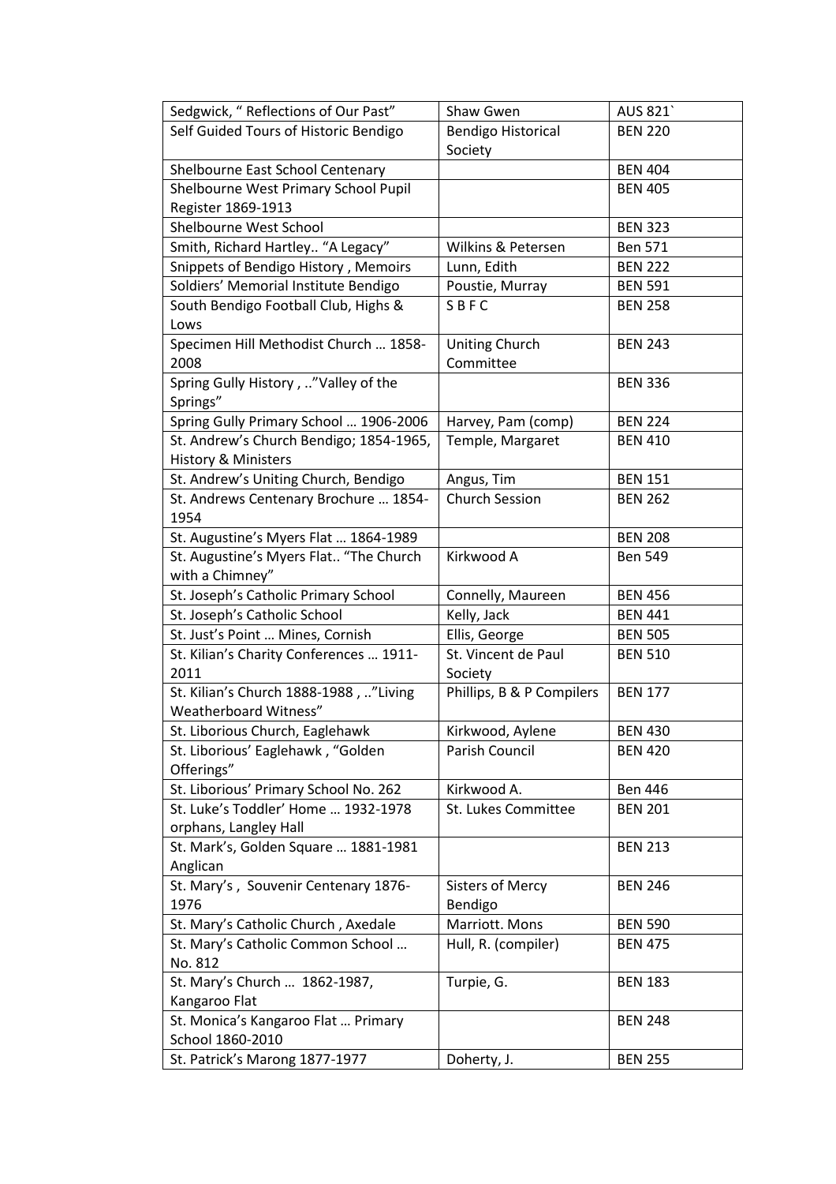| Sedgwick, " Reflections of Our Past" | Shaw Gwen | AUS 821` |
|---|---|---|
| Self Guided Tours of Historic Bendigo | Bendigo Historical Society | BEN 220 |
| Shelbourne East School Centenary | | BEN 404 |
| Shelbourne West Primary School Pupil Register 1869-1913 | | BEN 405 |
| Shelbourne West School | | BEN 323 |
| Smith, Richard Hartley.. "A Legacy" | Wilkins & Petersen | Ben 571 |
| Snippets of Bendigo History , Memoirs | Lunn, Edith | BEN 222 |
| Soldiers' Memorial Institute Bendigo | Poustie, Murray | BEN 591 |
| South Bendigo Football Club, Highs & Lows | S B F C | BEN 258 |
| Specimen Hill Methodist Church … 1858-2008 | Uniting Church Committee | BEN 243 |
| Spring Gully History , .."Valley of the Springs" | | BEN 336 |
| Spring Gully Primary School … 1906-2006 | Harvey, Pam (comp) | BEN 224 |
| St. Andrew's Church Bendigo; 1854-1965, History & Ministers | Temple, Margaret | BEN 410 |
| St. Andrew's Uniting Church, Bendigo | Angus, Tim | BEN 151 |
| St. Andrews Centenary Brochure … 1854-1954 | Church Session | BEN 262 |
| St. Augustine's Myers Flat … 1864-1989 | | BEN 208 |
| St. Augustine's Myers Flat.. "The Church with a Chimney" | Kirkwood A | Ben 549 |
| St. Joseph's Catholic Primary School | Connelly, Maureen | BEN 456 |
| St. Joseph's Catholic School | Kelly, Jack | BEN 441 |
| St. Just's Point … Mines, Cornish | Ellis, George | BEN 505 |
| St. Kilian's Charity Conferences … 1911-2011 | St. Vincent de Paul Society | BEN 510 |
| St. Kilian's Church 1888-1988 , .."Living Weatherboard Witness" | Phillips, B & P Compilers | BEN 177 |
| St. Liborious Church, Eaglehawk | Kirkwood, Aylene | BEN 430 |
| St. Liborious' Eaglehawk , "Golden Offerings" | Parish Council | BEN 420 |
| St. Liborious' Primary School No. 262 | Kirkwood A. | Ben 446 |
| St. Luke's Toddler' Home … 1932-1978 orphans, Langley Hall | St. Lukes Committee | BEN 201 |
| St. Mark's, Golden Square … 1881-1981 Anglican | | BEN 213 |
| St. Mary's , Souvenir Centenary 1876-1976 | Sisters of Mercy Bendigo | BEN 246 |
| St. Mary's Catholic Church , Axedale | Marriott. Mons | BEN 590 |
| St. Mary's Catholic Common School … No. 812 | Hull, R. (compiler) | BEN 475 |
| St. Mary's Church … 1862-1987, Kangaroo Flat | Turpie, G. | BEN 183 |
| St. Monica's Kangaroo Flat … Primary School 1860-2010 | | BEN 248 |
| St. Patrick's Marong 1877-1977 | Doherty, J. | BEN 255 |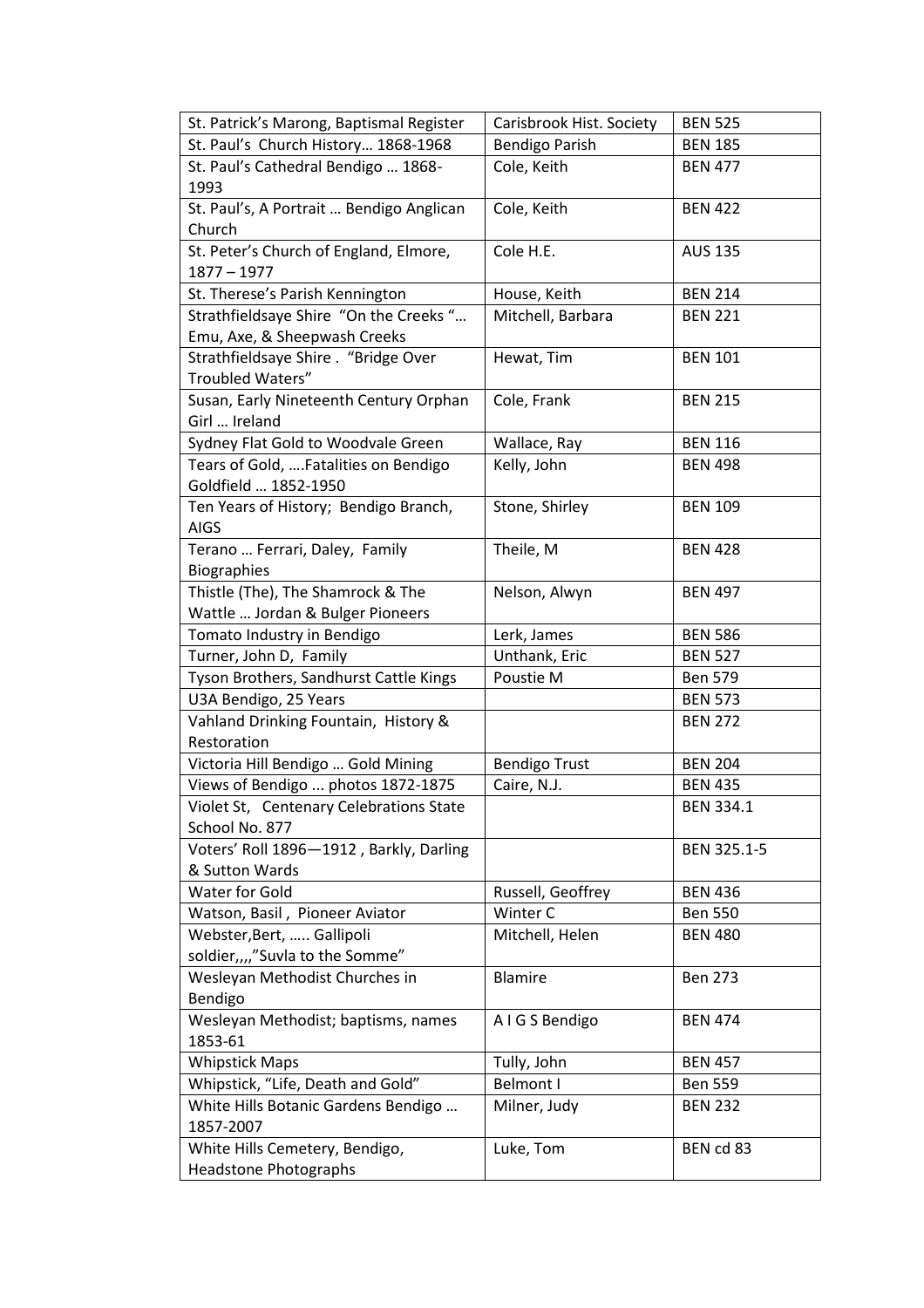| | | |
|---|---|---|
| St. Patrick's Marong, Baptismal Register | Carisbrook Hist. Society | BEN 525 |
| St. Paul's Church History… 1868-1968 | Bendigo Parish | BEN 185 |
| St. Paul's Cathedral Bendigo … 1868-1993 | Cole, Keith | BEN 477 |
| St. Paul's, A Portrait … Bendigo Anglican Church | Cole, Keith | BEN 422 |
| St. Peter's Church of England, Elmore, 1877 – 1977 | Cole H.E. | AUS 135 |
| St. Therese's Parish Kennington | House, Keith | BEN 214 |
| Strathfieldsaye Shire "On the Creeks "… Emu, Axe, & Sheepwash Creeks | Mitchell, Barbara | BEN 221 |
| Strathfieldsaye Shire . "Bridge Over Troubled Waters" | Hewat, Tim | BEN 101 |
| Susan, Early Nineteenth Century Orphan Girl … Ireland | Cole, Frank | BEN 215 |
| Sydney Flat Gold to Woodvale Green | Wallace, Ray | BEN 116 |
| Tears of Gold, ….Fatalities on Bendigo Goldfield … 1852-1950 | Kelly, John | BEN 498 |
| Ten Years of History; Bendigo Branch, AIGS | Stone, Shirley | BEN 109 |
| Terano … Ferrari, Daley, Family Biographies | Theile, M | BEN 428 |
| Thistle (The), The Shamrock & The Wattle … Jordan & Bulger Pioneers | Nelson, Alwyn | BEN 497 |
| Tomato Industry in Bendigo | Lerk, James | BEN 586 |
| Turner, John D, Family | Unthank, Eric | BEN 527 |
| Tyson Brothers, Sandhurst Cattle Kings | Poustie M | Ben 579 |
| U3A Bendigo, 25 Years | | BEN 573 |
| Vahland Drinking Fountain, History & Restoration | | BEN 272 |
| Victoria Hill Bendigo … Gold Mining | Bendigo Trust | BEN 204 |
| Views of Bendigo ... photos 1872-1875 | Caire, N.J. | BEN 435 |
| Violet St, Centenary Celebrations State School No. 877 | | BEN 334.1 |
| Voters' Roll 1896—1912 , Barkly, Darling & Sutton Wards | | BEN 325.1-5 |
| Water for Gold | Russell, Geoffrey | BEN 436 |
| Watson, Basil , Pioneer Aviator | Winter C | Ben 550 |
| Webster,Bert, ….. Gallipoli soldier,,,,"Suvla to the Somme" | Mitchell, Helen | BEN 480 |
| Wesleyan Methodist Churches in Bendigo | Blamire | Ben 273 |
| Wesleyan Methodist; baptisms, names 1853-61 | A I G S Bendigo | BEN 474 |
| Whipstick Maps | Tully, John | BEN 457 |
| Whipstick, "Life, Death and Gold" | Belmont I | Ben 559 |
| White Hills Botanic Gardens Bendigo … 1857-2007 | Milner, Judy | BEN 232 |
| White Hills Cemetery, Bendigo, Headstone Photographs | Luke, Tom | BEN cd 83 |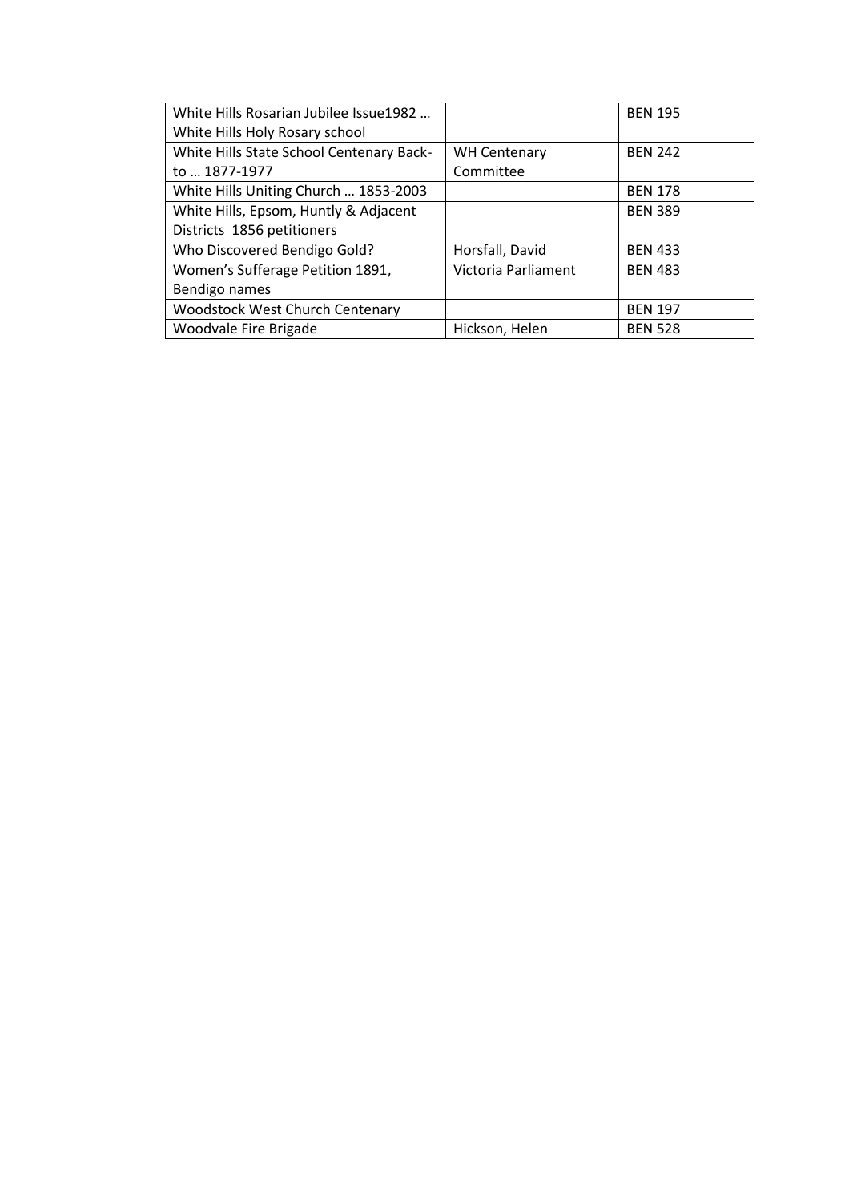| | | |
|---|---|---|
| White Hills Rosarian Jubilee Issue1982 … White Hills Holy Rosary school | | BEN 195 |
| White Hills State School Centenary Back-to … 1877-1977 | WH Centenary Committee | BEN 242 |
| White Hills Uniting Church … 1853-2003 | | BEN 178 |
| White Hills, Epsom, Huntly & Adjacent Districts 1856 petitioners | | BEN 389 |
| Who Discovered Bendigo Gold? | Horsfall, David | BEN 433 |
| Women's Sufferage Petition 1891, Bendigo names | Victoria Parliament | BEN 483 |
| Woodstock West Church Centenary | | BEN 197 |
| Woodvale Fire Brigade | Hickson, Helen | BEN 528 |